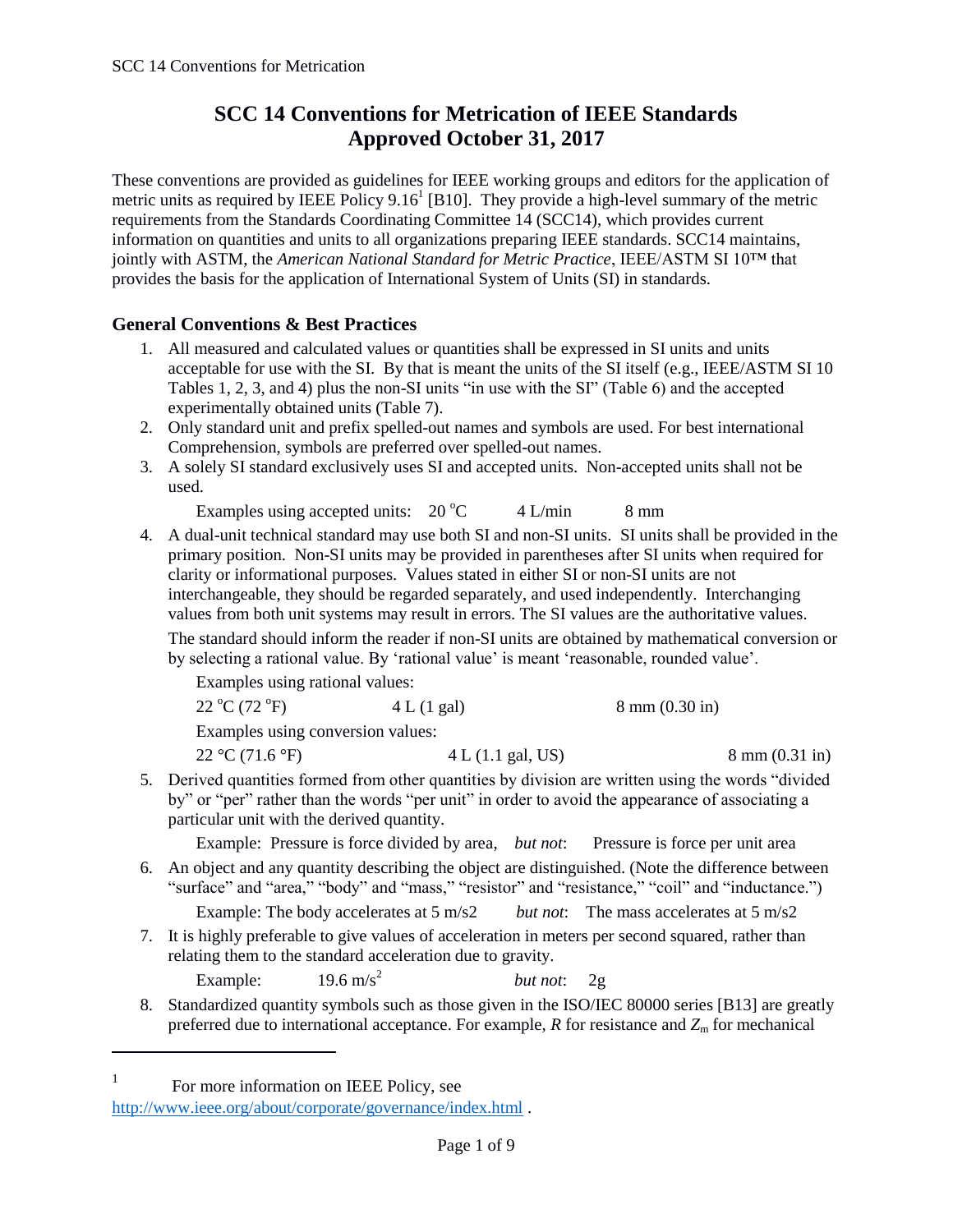# SCC 14 Conventions for Metrication of IEEE Standards
# Approved October 31, 2017

These conventions are provided as guidelines for IEEE working groups and editors for the application of metric units as required by IEEE Policy 9.16[1] [B10]. They provide a high-level summary of the metric requirements from the Standards Coordinating Committee 14 (SCC14), which provides current information on quantities and units to all organizations preparing IEEE standards. SCC14 maintains, jointly with ASTM, the *American National Standard for Metric Practice*, IEEE/ASTM SI 10™ that provides the basis for the application of International System of Units (SI) in standards.

## General Conventions & Best Practices

1. All measured and calculated values or quantities shall be expressed in SI units and units acceptable for use with the SI. By that is meant the units of the SI itself (e.g., IEEE/ASTM SI 10 Tables 1, 2, 3, and 4) plus the non-SI units "in use with the SI" (Table 6) and the accepted experimentally obtained units (Table 7).
2. Only standard unit and prefix spelled-out names and symbols are used. For best international Comprehension, symbols are preferred over spelled-out names.
3. A solely SI standard exclusively uses SI and accepted units. Non-accepted units shall not be used.

   Examples using accepted units: 20 °C    4 L/min    8 mm

4. A dual-unit technical standard may use both SI and non-SI units. SI units shall be provided in the primary position. Non-SI units may be provided in parentheses after SI units when required for clarity or informational purposes. Values stated in either SI or non-SI units are not interchangeable, they should be regarded separately, and used independently. Interchanging values from both unit systems may result in errors. The SI values are the authoritative values.

   The standard should inform the reader if non-SI units are obtained by mathematical conversion or by selecting a rational value. By 'rational value' is meant 'reasonable, rounded value'.

   Examples using rational values:

   22 °C (72 °F)    4 L (1 gal)    8 mm (0.30 in)

   Examples using conversion values:

   22 °C (71.6 °F)    4 L (1.1 gal, US)    8 mm (0.31 in)

5. Derived quantities formed from other quantities by division are written using the words "divided by" or "per" rather than the words "per unit" in order to avoid the appearance of associating a particular unit with the derived quantity.

   Example: Pressure is force divided by area, *but not*: Pressure is force per unit area

6. An object and any quantity describing the object are distinguished. (Note the difference between "surface" and "area," "body" and "mass," "resistor" and "resistance," "coil" and "inductance.")

   Example: The body accelerates at 5 m/s2    *but not*: The mass accelerates at 5 m/s2

7. It is highly preferable to give values of acceleration in meters per second squared, rather than relating them to the standard acceleration due to gravity.

   Example: 19.6 m/s$^2$    *but not*: 2g

8. Standardized quantity symbols such as those given in the ISO/IEC 80000 series [B13] are greatly preferred due to international acceptance. For example, $R$ for resistance and $Z_m$ for mechanical

[1] For more information on IEEE Policy, see http://www.ieee.org/about/corporate/governance/index.html .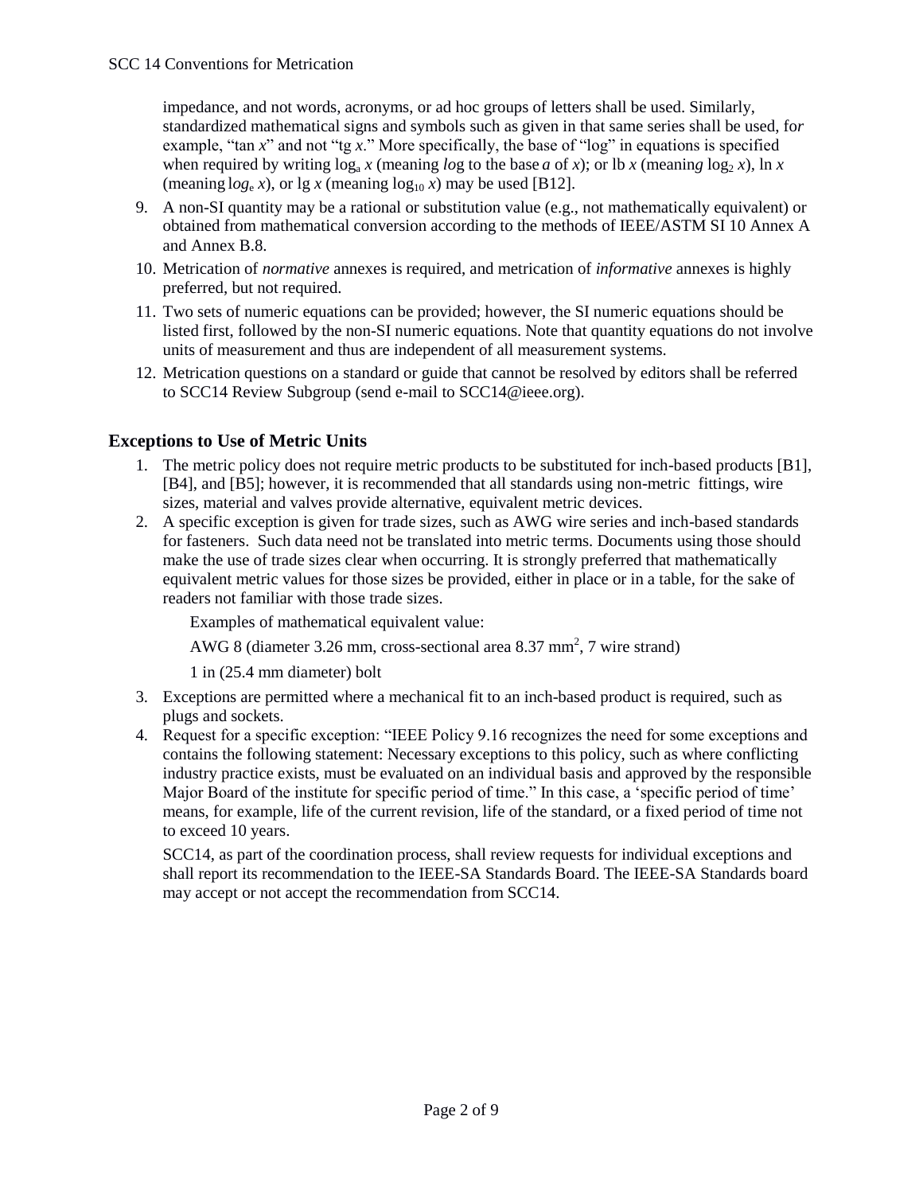impedance, and not words, acronyms, or ad hoc groups of letters shall be used. Similarly, standardized mathematical signs and symbols such as given in that same series shall be used, for example, "tan *x*" and not "tg *x*." More specifically, the base of "log" in equations is specified when required by writing $\log_a x$ (meaning *log* to the base *a* of *x*); or lb *x* (meaning $\log_2 x$), ln *x* (meaning $\log_e x$), or lg *x* (meaning $\log_{10} x$) may be used [B12].

9. A non-SI quantity may be a rational or substitution value (e.g., not mathematically equivalent) or obtained from mathematical conversion according to the methods of IEEE/ASTM SI 10 Annex A and Annex B.8.
10. Metrication of *normative* annexes is required, and metrication of *informative* annexes is highly preferred, but not required.
11. Two sets of numeric equations can be provided; however, the SI numeric equations should be listed first, followed by the non-SI numeric equations. Note that quantity equations do not involve units of measurement and thus are independent of all measurement systems.
12. Metrication questions on a standard or guide that cannot be resolved by editors shall be referred to SCC14 Review Subgroup (send e-mail to SCC14@ieee.org).

## Exceptions to Use of Metric Units

1. The metric policy does not require metric products to be substituted for inch-based products [B1], [B4], and [B5]; however, it is recommended that all standards using non-metric fittings, wire sizes, material and valves provide alternative, equivalent metric devices.
2. A specific exception is given for trade sizes, such as AWG wire series and inch-based standards for fasteners. Such data need not be translated into metric terms. Documents using those should make the use of trade sizes clear when occurring. It is strongly preferred that mathematically equivalent metric values for those sizes be provided, either in place or in a table, for the sake of readers not familiar with those trade sizes.

   Examples of mathematical equivalent value:

   AWG 8 (diameter 3.26 mm, cross-sectional area 8.37 mm$^2$, 7 wire strand)

   1 in (25.4 mm diameter) bolt

3. Exceptions are permitted where a mechanical fit to an inch-based product is required, such as plugs and sockets.
4. Request for a specific exception: "IEEE Policy 9.16 recognizes the need for some exceptions and contains the following statement: Necessary exceptions to this policy, such as where conflicting industry practice exists, must be evaluated on an individual basis and approved by the responsible Major Board of the institute for specific period of time." In this case, a 'specific period of time' means, for example, life of the current revision, life of the standard, or a fixed period of time not to exceed 10 years.

   SCC14, as part of the coordination process, shall review requests for individual exceptions and shall report its recommendation to the IEEE-SA Standards Board. The IEEE-SA Standards board may accept or not accept the recommendation from SCC14.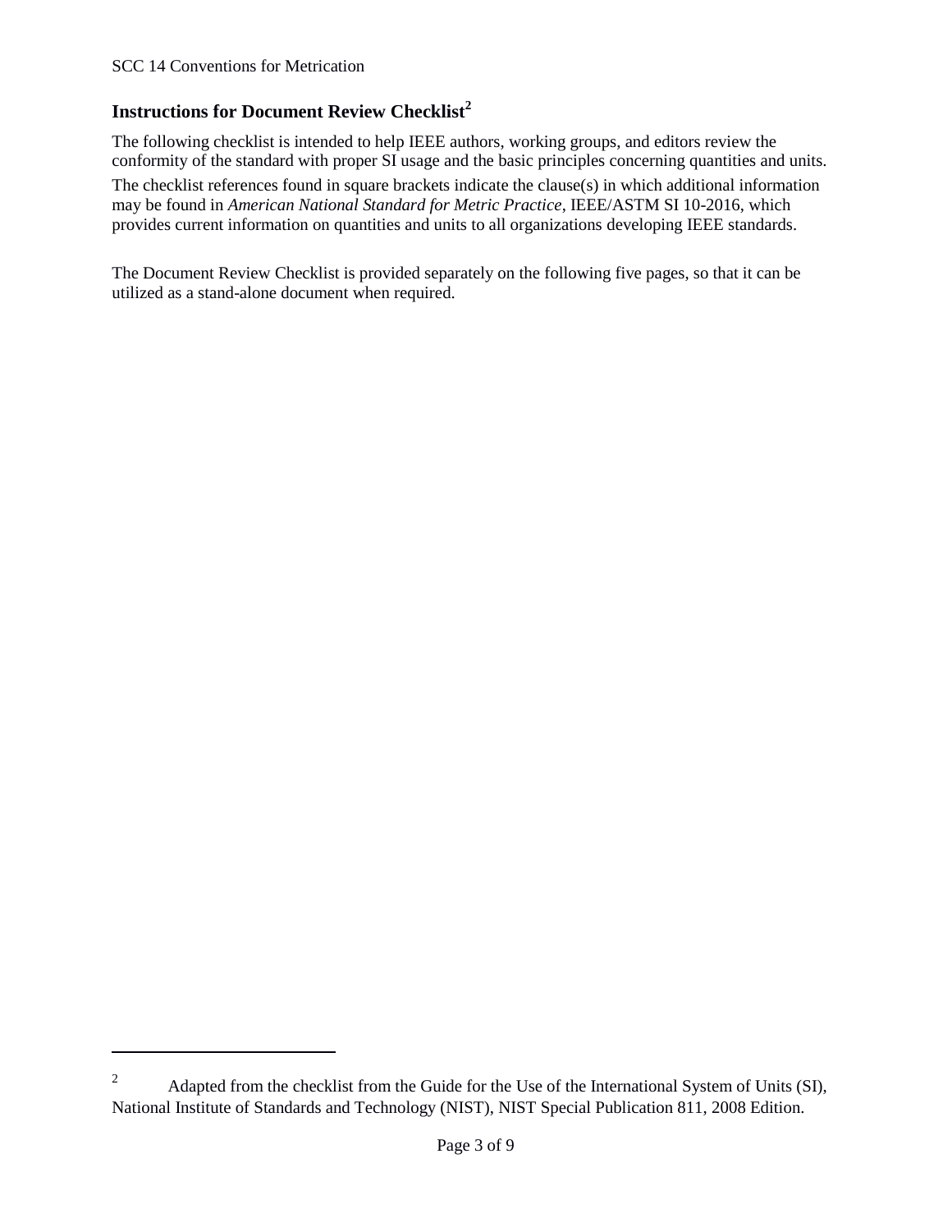## Instructions for Document Review Checklist[2]

The following checklist is intended to help IEEE authors, working groups, and editors review the conformity of the standard with proper SI usage and the basic principles concerning quantities and units.

The checklist references found in square brackets indicate the clause(s) in which additional information may be found in *American National Standard for Metric Practice*, IEEE/ASTM SI 10-2016, which provides current information on quantities and units to all organizations developing IEEE standards.

The Document Review Checklist is provided separately on the following five pages, so that it can be utilized as a stand-alone document when required.

---

[2] Adapted from the checklist from the Guide for the Use of the International System of Units (SI), National Institute of Standards and Technology (NIST), NIST Special Publication 811, 2008 Edition.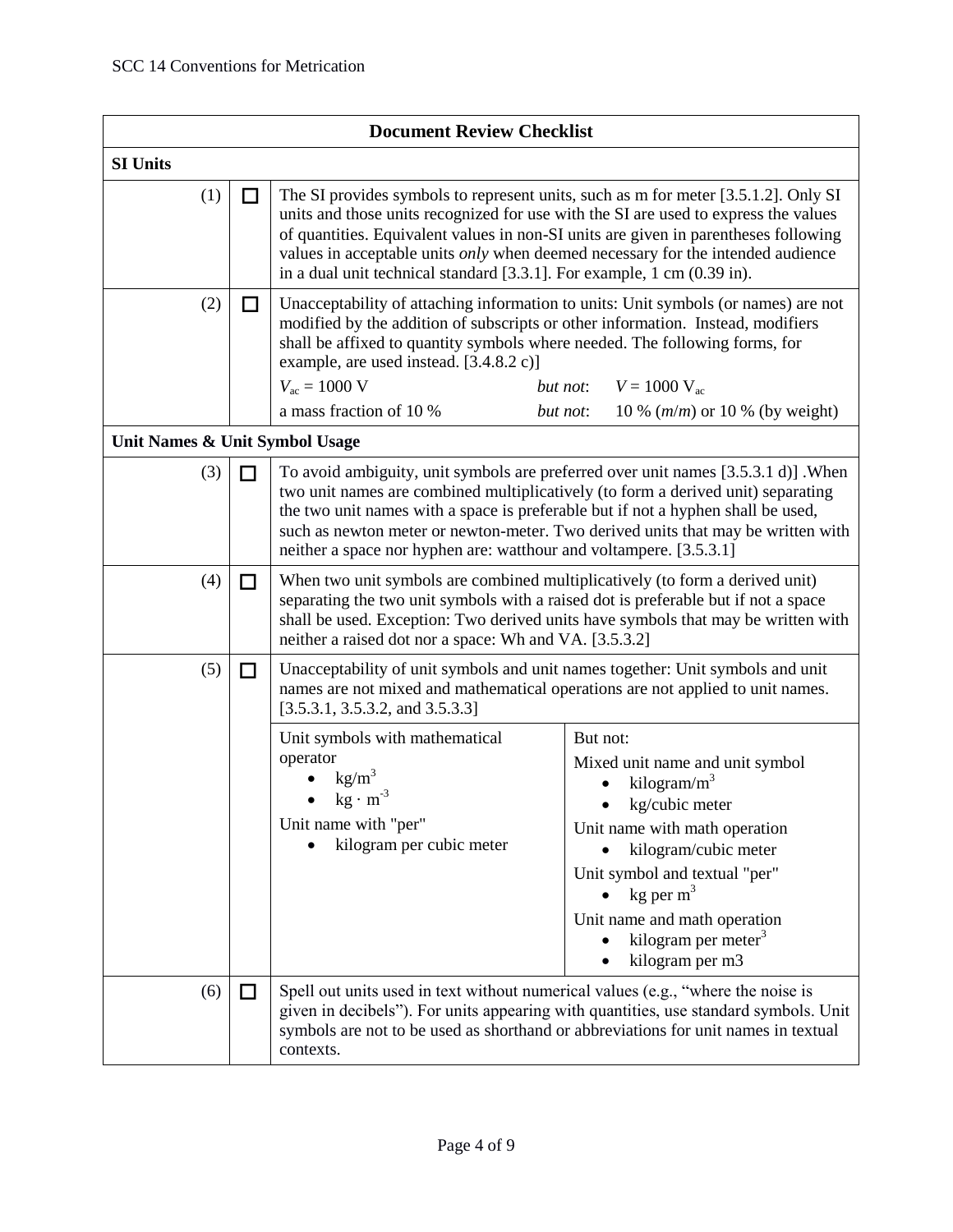| Document Review Checklist | | |
|---|---|---|
| **SI Units** | | |
| (1) | ☐ | The SI provides symbols to represent units, such as m for meter [3.5.1.2]. Only SI units and those units recognized for use with the SI are used to express the values of quantities. Equivalent values in non-SI units are given in parentheses following values in acceptable units *only* when deemed necessary for the intended audience in a dual unit technical standard [3.3.1]. For example, 1 cm (0.39 in). |
| (2) | ☐ | Unacceptability of attaching information to units: Unit symbols (or names) are not modified by the addition of subscripts or other information. Instead, modifiers shall be affixed to quantity symbols where needed. The following forms, for example, are used instead. [3.4.8.2 c)]<br>$V_{ac} = 1000$ V *but not*: $V = 1000$ $\mathrm{V_{ac}}$<br>a mass fraction of 10 % *but not*: 10 % (*m*/*m*) or 10 % (by weight) |
| **Unit Names & Unit Symbol Usage** | | |
| (3) | ☐ | To avoid ambiguity, unit symbols are preferred over unit names [3.5.3.1 d)] .When two unit names are combined multiplicatively (to form a derived unit) separating the two unit names with a space is preferable but if not a hyphen shall be used, such as newton meter or newton-meter. Two derived units that may be written with neither a space nor hyphen are: watthour and voltampere. [3.5.3.1] |
| (4) | ☐ | When two unit symbols are combined multiplicatively (to form a derived unit) separating the two unit symbols with a raised dot is preferable but if not a space shall be used. Exception: Two derived units have symbols that may be written with neither a raised dot nor a space: Wh and VA. [3.5.3.2] |
| (5) | ☐ | Unacceptability of unit symbols and unit names together: Unit symbols and unit names are not mixed and mathematical operations are not applied to unit names. [3.5.3.1, 3.5.3.2, and 3.5.3.3]<br><br>Unit symbols with mathematical operator<br>• $\mathrm{kg/m^3}$<br>• $\mathrm{kg \cdot m^{-3}}$<br>Unit name with "per"<br>• kilogram per cubic meter<br><br>But not:<br>Mixed unit name and unit symbol<br>• kilogram/$\mathrm{m^3}$<br>• kg/cubic meter<br>Unit name with math operation<br>• kilogram/cubic meter<br>Unit symbol and textual "per"<br>• kg per $\mathrm{m^3}$<br>Unit name and math operation<br>• kilogram per meter$^3$<br>• kilogram per m3 |
| (6) | ☐ | Spell out units used in text without numerical values (e.g., "where the noise is given in decibels"). For units appearing with quantities, use standard symbols. Unit symbols are not to be used as shorthand or abbreviations for unit names in textual contexts. |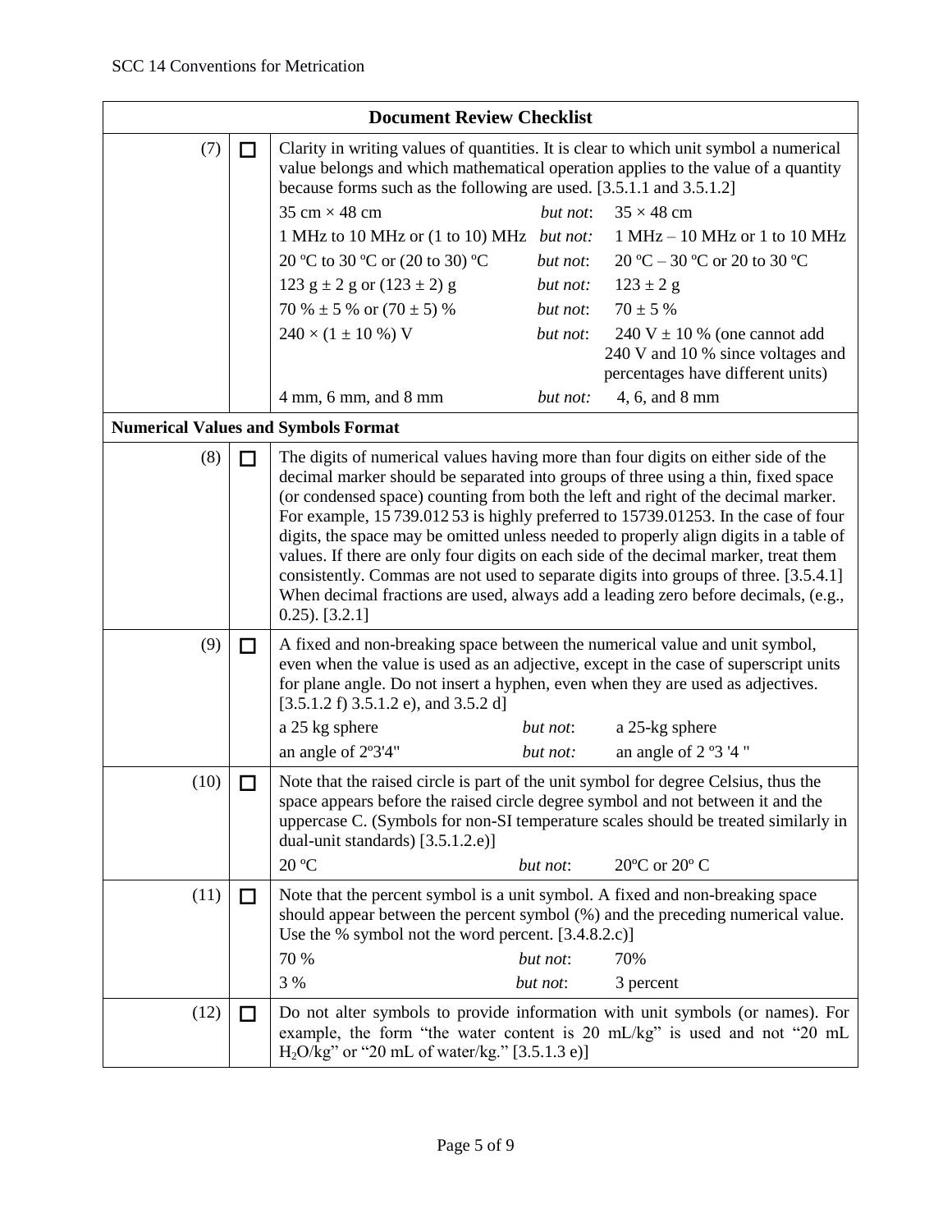| Document Review Checklist | | | | |
|---|---|---|---|---|
| (7) | ☐ | Clarity in writing values of quantities. It is clear to which unit symbol a numerical value belongs and which mathematical operation applies to the value of a quantity because forms such as the following are used. [3.5.1.1 and 3.5.1.2] | | |
| | | 35 cm × 48 cm | *but not*: | 35 × 48 cm |
| | | 1 MHz to 10 MHz or (1 to 10) MHz | *but not:* | 1 MHz – 10 MHz or 1 to 10 MHz |
| | | 20 ºC to 30 ºC or (20 to 30) ºC | *but not*: | 20 ºC – 30 ºC or 20 to 30 ºC |
| | | 123 g ± 2 g or (123 ± 2) g | *but not:* | 123 ± 2 g |
| | | 70 % ± 5 % or (70 ± 5) % | *but not*: | 70 ± 5 % |
| | | 240 × (1 ± 10 %) V | *but not*: | 240 V ± 10 % (one cannot add 240 V and 10 % since voltages and percentages have different units) |
| | | 4 mm, 6 mm, and 8 mm | *but not:* | 4, 6, and 8 mm |
| **Numerical Values and Symbols Format** | | | | |
| (8) | ☐ | The digits of numerical values having more than four digits on either side of the decimal marker should be separated into groups of three using a thin, fixed space (or condensed space) counting from both the left and right of the decimal marker. For example, 15 739.012 53 is highly preferred to 15739.01253. In the case of four digits, the space may be omitted unless needed to properly align digits in a table of values. If there are only four digits on each side of the decimal marker, treat them consistently. Commas are not used to separate digits into groups of three. [3.5.4.1] When decimal fractions are used, always add a leading zero before decimals, (e.g., 0.25). [3.2.1] | | |
| (9) | ☐ | A fixed and non-breaking space between the numerical value and unit symbol, even when the value is used as an adjective, except in the case of superscript units for plane angle. Do not insert a hyphen, even when they are used as adjectives. [3.5.1.2 f) 3.5.1.2 e), and 3.5.2 d] | | |
| | | a 25 kg sphere | *but not*: | a 25-kg sphere |
| | | an angle of 2º3'4" | *but not:* | an angle of 2 º3 '4 " |
| (10) | ☐ | Note that the raised circle is part of the unit symbol for degree Celsius, thus the space appears before the raised circle degree symbol and not between it and the uppercase C. (Symbols for non-SI temperature scales should be treated similarly in dual-unit standards) [3.5.1.2.e)] | | |
| | | 20 ºC | *but not*: | 20ºC or 20º C |
| (11) | ☐ | Note that the percent symbol is a unit symbol. A fixed and non-breaking space should appear between the percent symbol (%) and the preceding numerical value. Use the % symbol not the word percent. [3.4.8.2.c)] | | |
| | | 70 % | *but not*: | 70% |
| | | 3 % | *but not*: | 3 percent |
| (12) | ☐ | Do not alter symbols to provide information with unit symbols (or names). For example, the form "the water content is 20 mL/kg" is used and not "20 mL $H_2O$/kg" or "20 mL of water/kg." [3.5.1.3 e)] | | |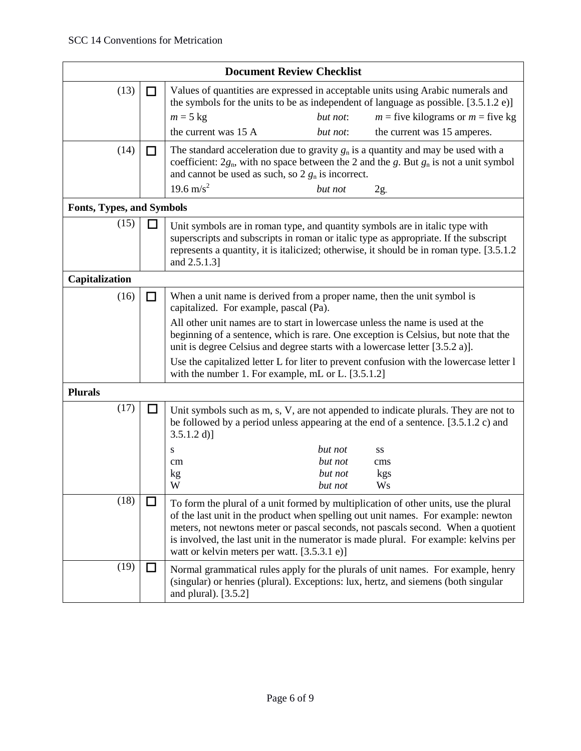| Document Review Checklist | | |
|---|---|---|
| (13) | ☐ | Values of quantities are expressed in acceptable units using Arabic numerals and the symbols for the units to be as independent of language as possible. [3.5.1.2 e)]<br>$m = 5$ kg *but not*: $m$ = five kilograms or $m$ = five kg<br>the current was 15 A *but not*: the current was 15 amperes. |
| (14) | ☐ | The standard acceleration due to gravity $g_n$ is a quantity and may be used with a coefficient: $2g_n$, with no space between the 2 and the $g$. But $g_n$ is not a unit symbol and cannot be used as such, so 2 $g_n$ is incorrect.<br>19.6 m/s$^2$ *but not* 2g |
| **Fonts, Types, and Symbols** | | |
| (15) | ☐ | Unit symbols are in roman type, and quantity symbols are in italic type with superscripts and subscripts in roman or italic type as appropriate. If the subscript represents a quantity, it is italicized; otherwise, it should be in roman type. [3.5.1.2 and 2.5.1.3] |
| **Capitalization** | | |
| (16) | ☐ | When a unit name is derived from a proper name, then the unit symbol is capitalized. For example, pascal (Pa).<br>All other unit names are to start in lowercase unless the name is used at the beginning of a sentence, which is rare. One exception is Celsius, but note that the unit is degree Celsius and degree starts with a lowercase letter [3.5.2 a)].<br>Use the capitalized letter L for liter to prevent confusion with the lowercase letter l with the number 1. For example, mL or L. [3.5.1.2] |
| **Plurals** | | |
| (17) | ☐ | Unit symbols such as m, s, V, are not appended to indicate plurals. They are not to be followed by a period unless appearing at the end of a sentence. [3.5.1.2 c) and 3.5.1.2 d)]<br>s *but not* ss<br>cm *but not* cms<br>kg *but not* kgs<br>W *but not* Ws |
| (18) | ☐ | To form the plural of a unit formed by multiplication of other units, use the plural of the last unit in the product when spelling out unit names. For example: newton meters, not newtons meter or pascal seconds, not pascals second. When a quotient is involved, the last unit in the numerator is made plural. For example: kelvins per watt or kelvin meters per watt. [3.5.3.1 e)] |
| (19) | ☐ | Normal grammatical rules apply for the plurals of unit names. For example, henry (singular) or henries (plural). Exceptions: lux, hertz, and siemens (both singular and plural). [3.5.2] |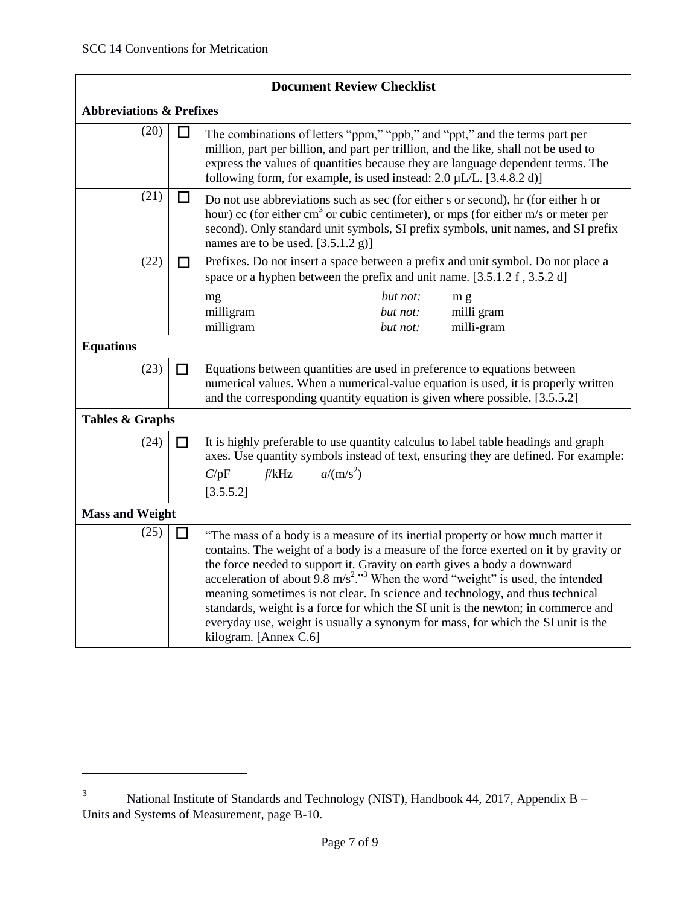| Document Review Checklist | | |
|---|---|---|
| **Abbreviations & Prefixes** | | |
| (20) | ☐ | The combinations of letters “ppm,” “ppb,” and “ppt,” and the terms part per million, part per billion, and part per trillion, and the like, shall not be used to express the values of quantities because they are language dependent terms. The following form, for example, is used instead: 2.0 µL/L. [3.4.8.2 d)] |
| (21) | ☐ | Do not use abbreviations such as sec (for either s or second), hr (for either h or hour) cc (for either $cm^3$ or cubic centimeter), or mps (for either m/s or meter per second). Only standard unit symbols, SI prefix symbols, unit names, and SI prefix names are to be used. [3.5.1.2 g)] |
| (22) | ☐ | Prefixes. Do not insert a space between a prefix and unit symbol. Do not place a space or a hyphen between the prefix and unit name. [3.5.1.2 f , 3.5.2 d]<br>mg *but not:* m g<br>milligram *but not:* milli gram<br>milligram *but not:* milli-gram |
| **Equations** | | |
| (23) | ☐ | Equations between quantities are used in preference to equations between numerical values. When a numerical-value equation is used, it is properly written and the corresponding quantity equation is given where possible. [3.5.5.2] |
| **Tables & Graphs** | | |
| (24) | ☐ | It is highly preferable to use quantity calculus to label table headings and graph axes. Use quantity symbols instead of text, ensuring they are defined. For example:<br>$C$/pF $f$/kHz $a/(m/s^2)$<br>[3.5.5.2] |
| **Mass and Weight** | | |
| (25) | ☐ | “The mass of a body is a measure of its inertial property or how much matter it contains. The weight of a body is a measure of the force exerted on it by gravity or the force needed to support it. Gravity on earth gives a body a downward acceleration of about 9.8 $m/s^2$.”[3] When the word “weight” is used, the intended meaning sometimes is not clear. In science and technology, and thus technical standards, weight is a force for which the SI unit is the newton; in commerce and everyday use, weight is usually a synonym for mass, for which the SI unit is the kilogram. [Annex C.6] |

[3] National Institute of Standards and Technology (NIST), Handbook 44, 2017, Appendix B – Units and Systems of Measurement, page B-10.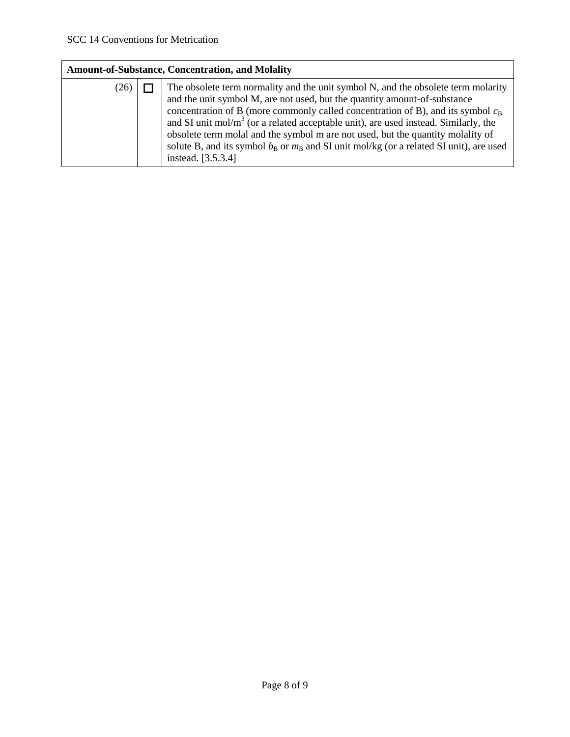| Amount-of-Substance, Concentration, and Molality | | |
|---|---|---|
| (26) | ☐ | The obsolete term normality and the unit symbol N, and the obsolete term molarity and the unit symbol M, are not used, but the quantity amount-of-substance concentration of B (more commonly called concentration of B), and its symbol $c_{\mathrm{B}}$ and SI unit $\mathrm{mol/m^3}$ (or a related acceptable unit), are used instead. Similarly, the obsolete term molal and the symbol m are not used, but the quantity molality of solute B, and its symbol $b_{\mathrm{B}}$ or $m_{\mathrm{B}}$ and SI unit mol/kg (or a related SI unit), are used instead. [3.5.3.4] |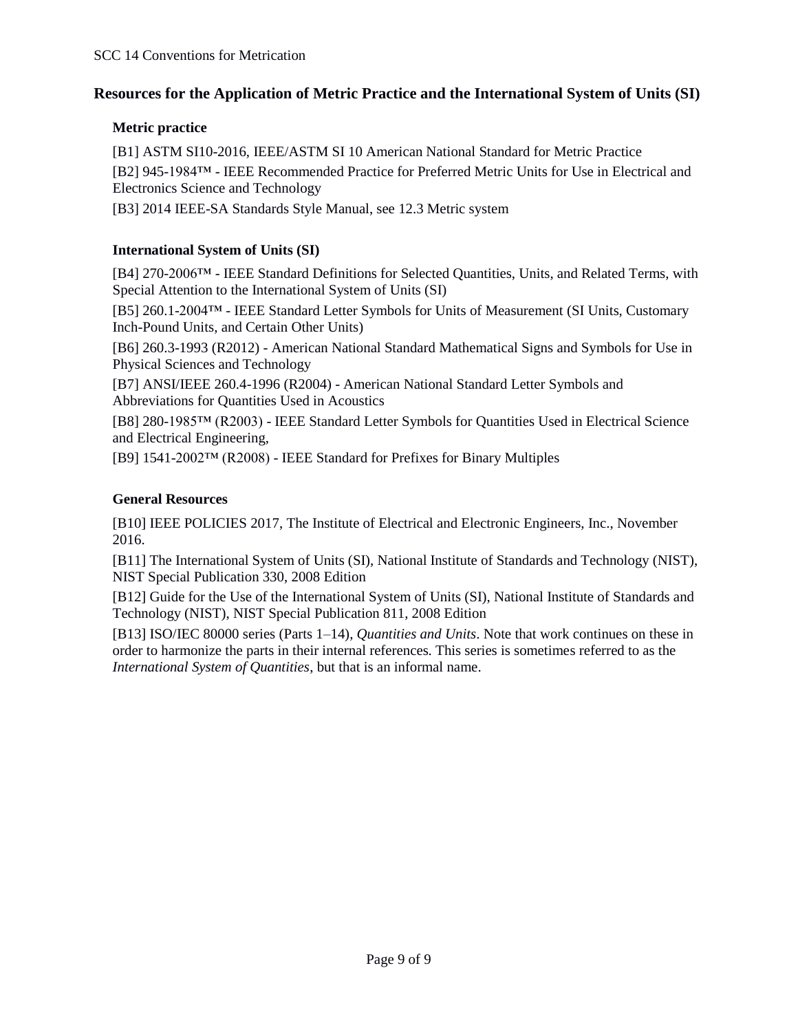## Resources for the Application of Metric Practice and the International System of Units (SI)

### Metric practice

[B1] ASTM SI10-2016, IEEE/ASTM SI 10 American National Standard for Metric Practice

[B2] 945-1984™ - IEEE Recommended Practice for Preferred Metric Units for Use in Electrical and Electronics Science and Technology

[B3] 2014 IEEE-SA Standards Style Manual, see 12.3 Metric system

### International System of Units (SI)

[B4] 270-2006™ - IEEE Standard Definitions for Selected Quantities, Units, and Related Terms, with Special Attention to the International System of Units (SI)

[B5] 260.1-2004™ - IEEE Standard Letter Symbols for Units of Measurement (SI Units, Customary Inch-Pound Units, and Certain Other Units)

[B6] 260.3-1993 (R2012) - American National Standard Mathematical Signs and Symbols for Use in Physical Sciences and Technology

[B7] ANSI/IEEE 260.4-1996 (R2004) - American National Standard Letter Symbols and Abbreviations for Quantities Used in Acoustics

[B8] 280-1985™ (R2003) - IEEE Standard Letter Symbols for Quantities Used in Electrical Science and Electrical Engineering,

[B9] 1541-2002™ (R2008) - IEEE Standard for Prefixes for Binary Multiples

### General Resources

[B10] IEEE POLICIES 2017, The Institute of Electrical and Electronic Engineers, Inc., November 2016.

[B11] The International System of Units (SI), National Institute of Standards and Technology (NIST), NIST Special Publication 330, 2008 Edition

[B12] Guide for the Use of the International System of Units (SI), National Institute of Standards and Technology (NIST), NIST Special Publication 811, 2008 Edition

[B13] ISO/IEC 80000 series (Parts 1–14), *Quantities and Units*. Note that work continues on these in order to harmonize the parts in their internal references. This series is sometimes referred to as the *International System of Quantities*, but that is an informal name.